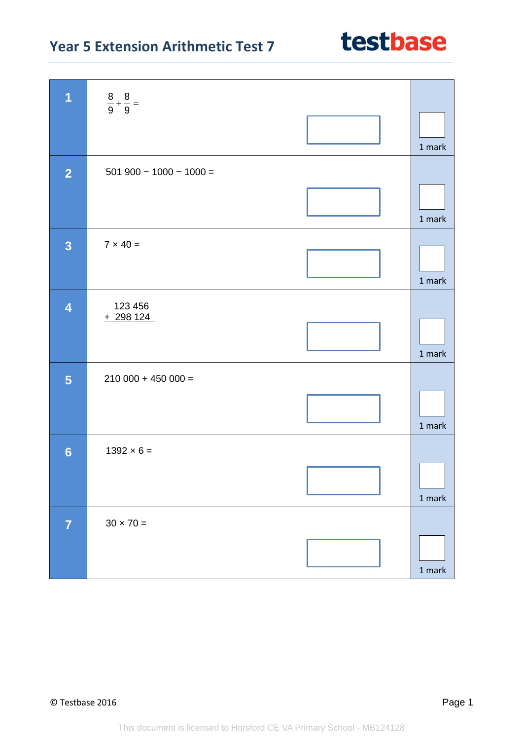# Year 5 Extension Arithmetic Test 7

**testbase**

| | | |
|---|---|---|
| **1** | $\frac{8}{9} + \frac{8}{9} =$ | 1 mark |
| **2** | 501 900 − 1000 − 1000 = | 1 mark |
| **3** | 7 × 40 = | 1 mark |
| **4** | 123 456 <br> + 298 124 | 1 mark |
| **5** | 210 000 + 450 000 = | 1 mark |
| **6** | 1392 × 6 = | 1 mark |
| **7** | 30 × 70 = | 1 mark |

© Testbase 2016

This document is licensed to Horsford CE VA Primary School - MB124128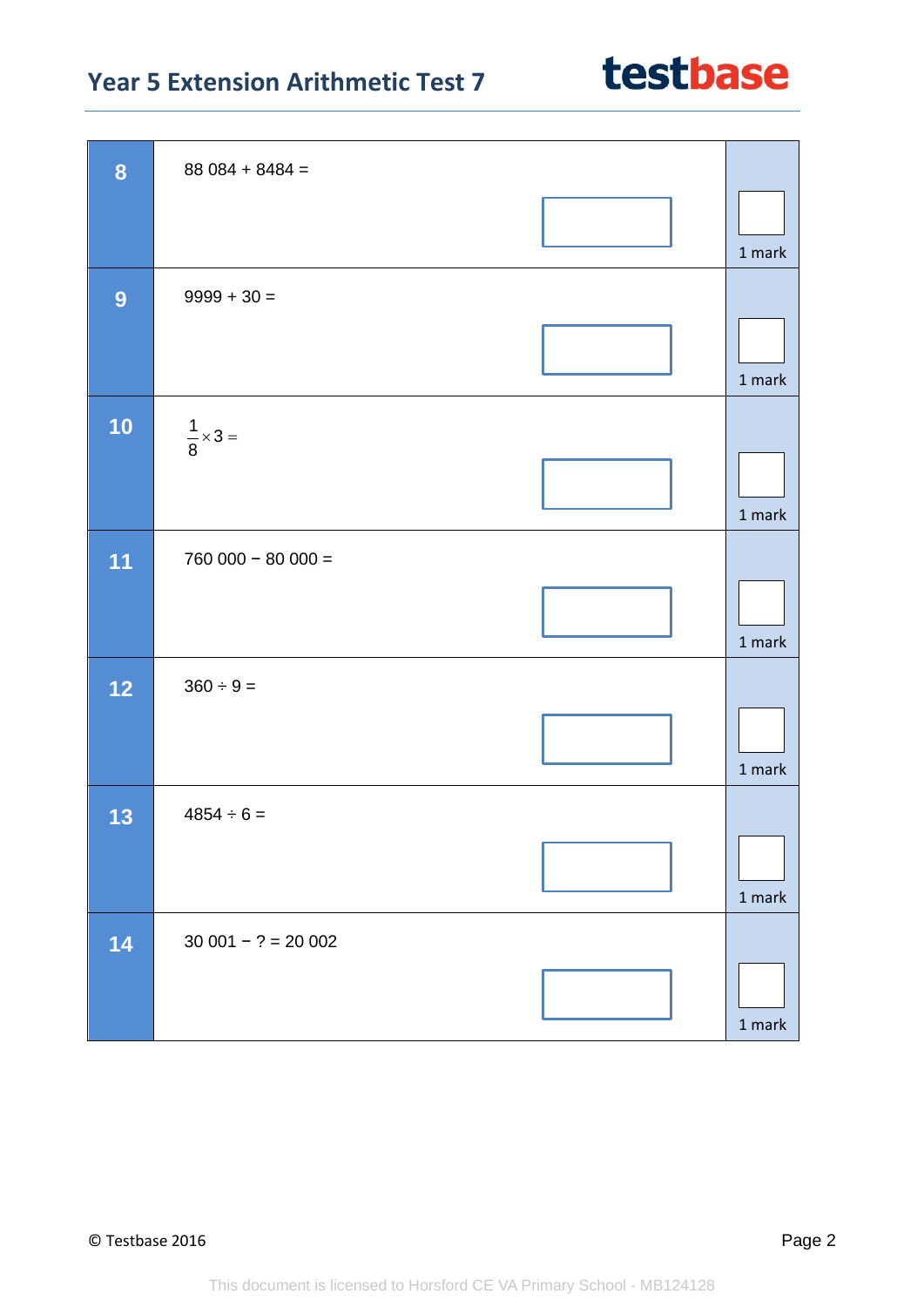| | | |
|---|---|---|
| **8** | 88 084 + 8484 = | 1 mark |
| **9** | 9999 + 30 = | 1 mark |
| **10** | $\frac{1}{8} \times 3 =$ | 1 mark |
| **11** | 760 000 − 80 000 = | 1 mark |
| **12** | 360 ÷ 9 = | 1 mark |
| **13** | 4854 ÷ 6 = | 1 mark |
| **14** | 30 001 − ? = 20 002 | 1 mark |

© Testbase 2016

This document is licensed to Horsford CE VA Primary School - MB124128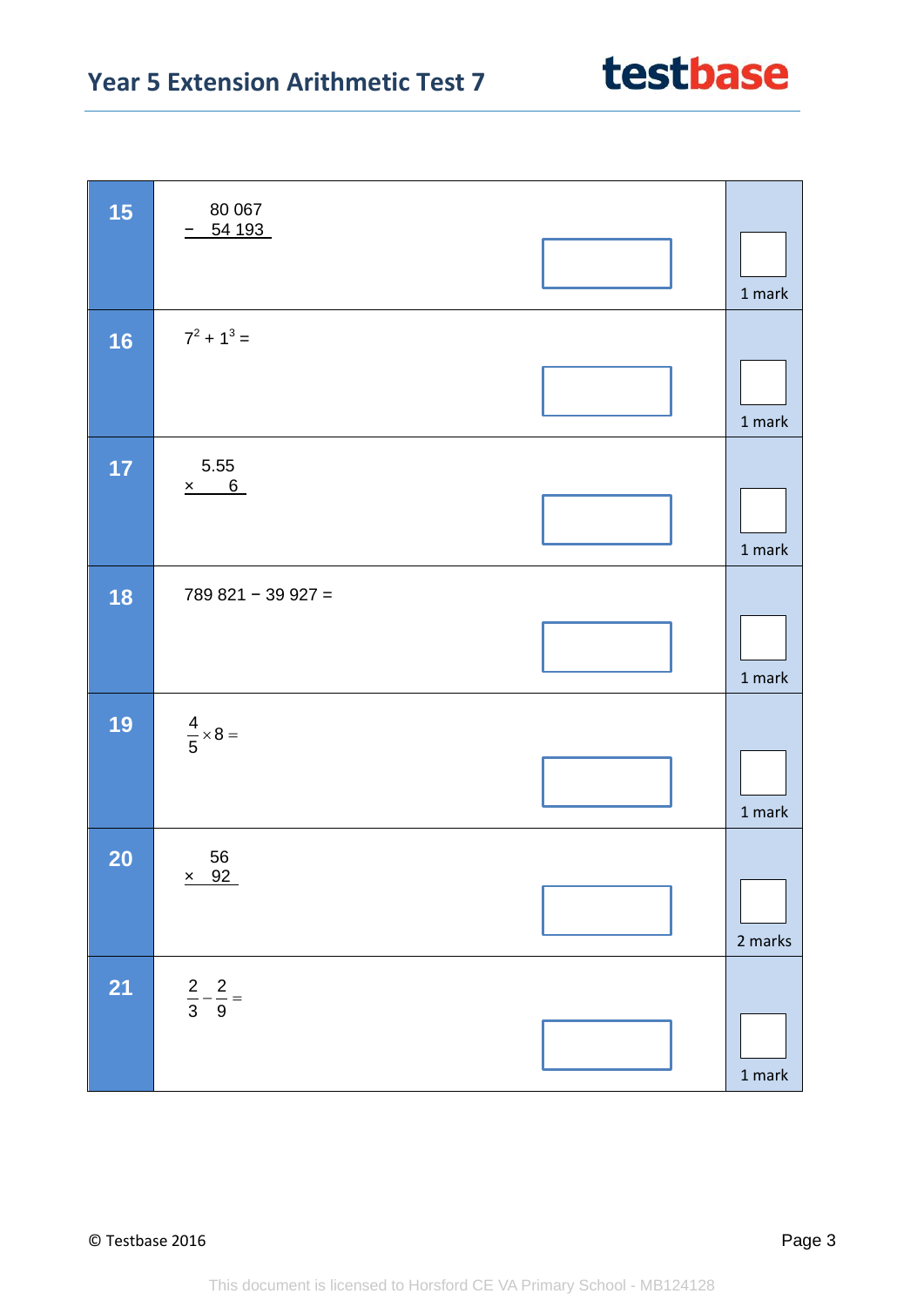**15**

$$\begin{array}{r} 80\,067 \\ -\ \ 54\,193 \\ \hline \end{array}$$

1 mark

**16**

$7^2 + 1^3 =$

1 mark

**17**

$$\begin{array}{r} 5.55 \\ \times\ \ \ \ \ 6 \\ \hline \end{array}$$

1 mark

**18**

789 821 − 39 927 =

1 mark

**19**

$\frac{4}{5} \times 8 =$

1 mark

**20**

$$\begin{array}{r} 56 \\ \times\ \ 92 \\ \hline \end{array}$$

2 marks

**21**

$\frac{2}{3} - \frac{2}{9} =$

1 mark

© Testbase 2016

This document is licensed to Horsford CE VA Primary School - MB124128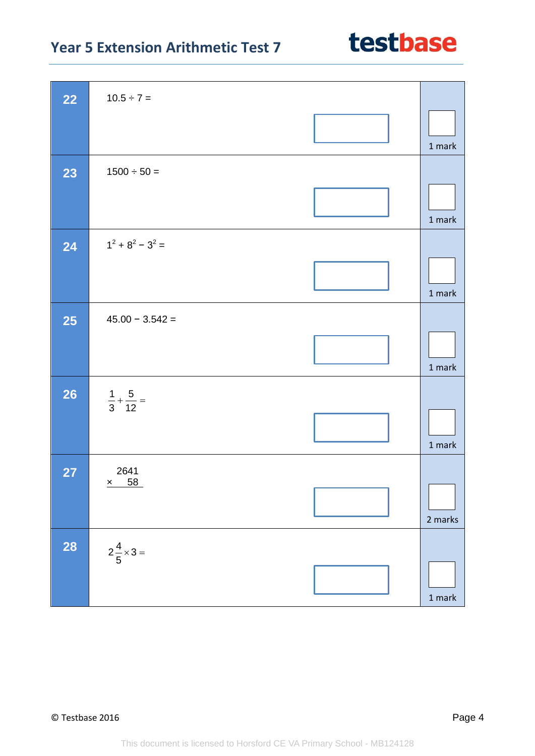| | | |
|---|---|---|
| **22** | 10.5 ÷ 7 = | 1 mark |
| **23** | 1500 ÷ 50 = | 1 mark |
| **24** | $1^2 + 8^2 - 3^2 =$ | 1 mark |
| **25** | 45.00 − 3.542 = | 1 mark |
| **26** | $\frac{1}{3} + \frac{5}{12} =$ | 1 mark |
| **27** | $\begin{array}{r} 2641 \\ \times \quad 58 \\ \hline \end{array}$ | 2 marks |
| **28** | $2\frac{4}{5} \times 3 =$ | 1 mark |

© Testbase 2016

This document is licensed to Horsford CE VA Primary School - MB124128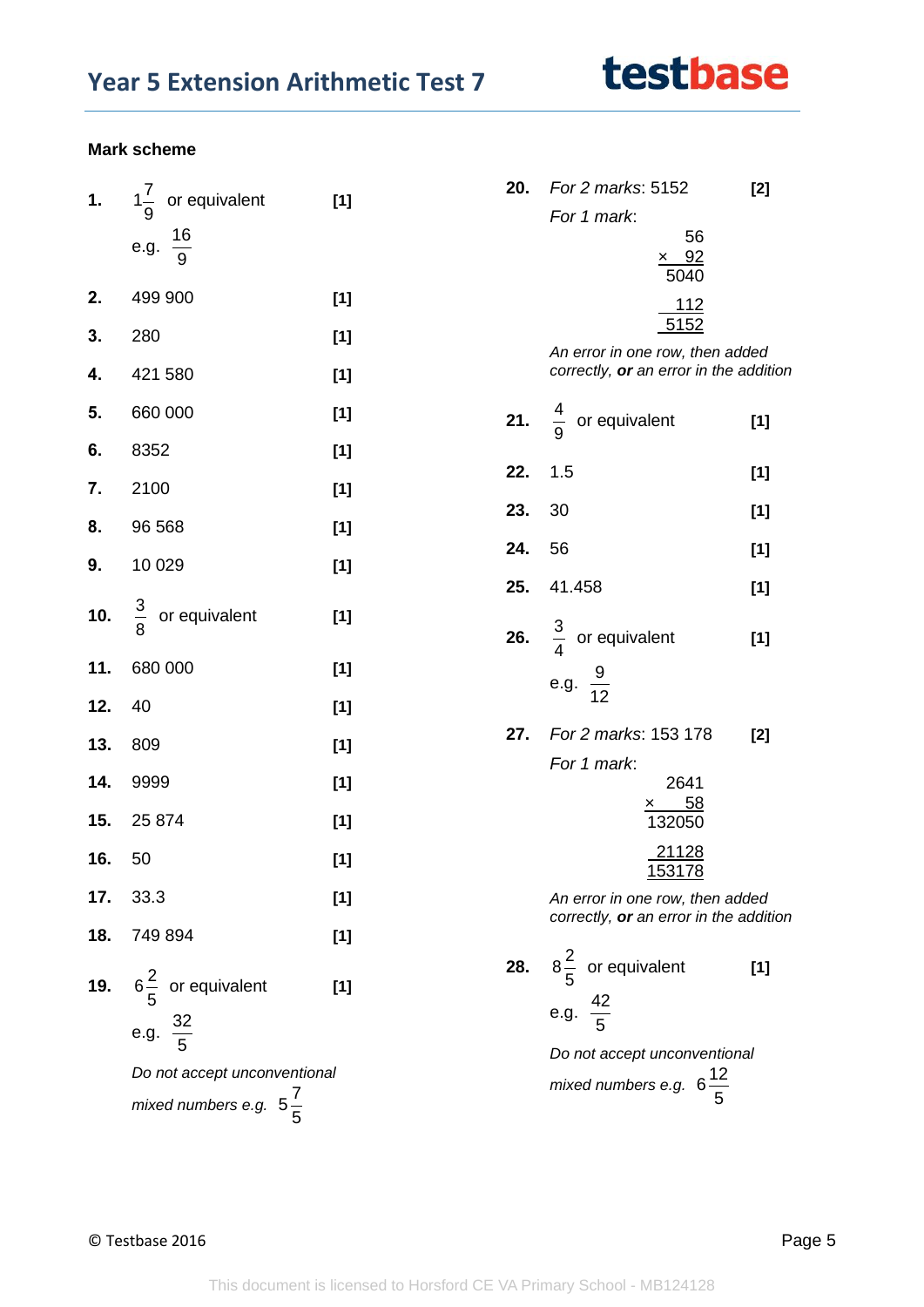# Year 5 Extension Arithmetic Test 7

### Mark scheme

**1.** $1\frac{7}{9}$ or equivalent **[1]**

e.g. $\frac{16}{9}$

**2.** 499 900 **[1]**

**3.** 280 **[1]**

**4.** 421 580 **[1]**

**5.** 660 000 **[1]**

**6.** 8352 **[1]**

**7.** 2100 **[1]**

**8.** 96 568 **[1]**

**9.** 10 029 **[1]**

**10.** $\frac{3}{8}$ or equivalent **[1]**

**11.** 680 000 **[1]**

**12.** 40 **[1]**

**13.** 809 **[1]**

**14.** 9999 **[1]**

**15.** 25 874 **[1]**

**16.** 50 **[1]**

**17.** 33.3 **[1]**

**18.** 749 894 **[1]**

**19.** $6\frac{2}{5}$ or equivalent **[1]**

e.g. $\frac{32}{5}$

*Do not accept unconventional mixed numbers e.g.* $5\frac{7}{5}$

**20.** *For 2 marks*: 5152 **[2]**

*For 1 mark*:

```
    56
 ×  92
  5040
   112
  5152
```

*An error in one row, then added correctly,* ***or*** *an error in the addition*

**21.** $\frac{4}{9}$ or equivalent **[1]**

**22.** 1.5 **[1]**

**23.** 30 **[1]**

**24.** 56 **[1]**

**25.** 41.458 **[1]**

**26.** $\frac{3}{4}$ or equivalent **[1]**

e.g. $\frac{9}{12}$

**27.** *For 2 marks*: 153 178 **[2]**

*For 1 mark*:

```
   2641
 ×   58
 132050
  21128
 153178
```

*An error in one row, then added correctly,* ***or*** *an error in the addition*

**28.** $8\frac{2}{5}$ or equivalent **[1]**

e.g. $\frac{42}{5}$

*Do not accept unconventional mixed numbers e.g.* $6\frac{12}{5}$

© Testbase 2016